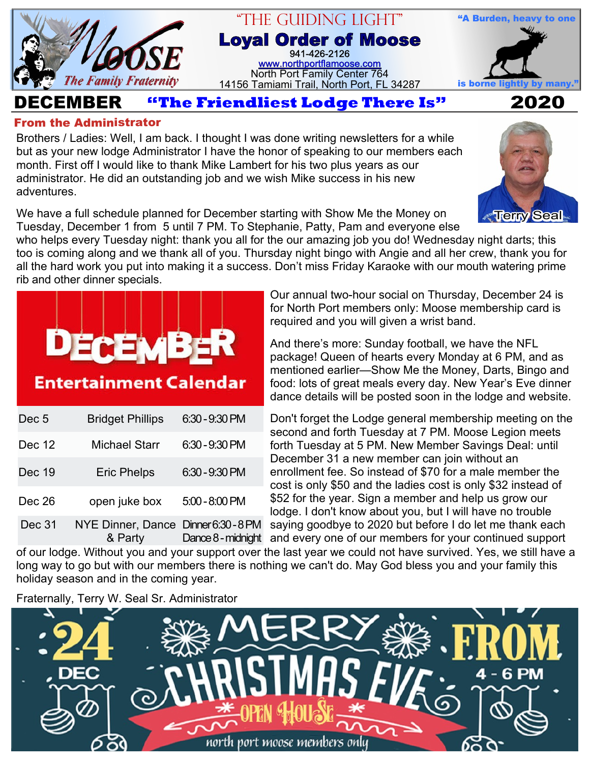# "THE GUIDING LIGHT"

## Loyal Order of Moose

941-426-2126
www.northportflamoose.com
North Port Family Center 764
14156 Tamiami Trail, North Port, FL 34287

"A Burden, heavy to one is borne lightly by many."

The Family Fraternity

**DECEMBER** **"The Friendliest Lodge There Is"** **2020**

### From the Administrator

Brothers / Ladies: Well, I am back. I thought I was done writing newsletters for a while but as your new lodge Administrator I have the honor of speaking to our members each month. First off I would like to thank Mike Lambert for his two plus years as our administrator. He did an outstanding job and we wish Mike success in his new adventures.

Terry Seal

We have a full schedule planned for December starting with Show Me the Money on Tuesday, December 1 from 5 until 7 PM. To Stephanie, Patty, Pam and everyone else who helps every Tuesday night: thank you all for the our amazing job you do! Wednesday night darts; this too is coming along and we thank all of you. Thursday night bingo with Angie and all her crew, thank you for all the hard work you put into making it a success. Don't miss Friday Karaoke with our mouth watering prime rib and other dinner specials.

**DECEMBER Entertainment Calendar**

| Date | Entertainment | Time |
|---|---|---|
| Dec 5 | Bridget Phillips | 6:30 - 9:30 PM |
| Dec 12 | Michael Starr | 6:30 - 9:30 PM |
| Dec 19 | Eric Phelps | 6:30 - 9:30 PM |
| Dec 26 | open juke box | 5:00 - 8:00 PM |
| Dec 31 | NYE Dinner, Dance & Party | Dinner 6:30 - 8 PM Dance 8 - midnight |

Our annual two-hour social on Thursday, December 24 is for North Port members only: Moose membership card is required and you will given a wrist band.

And there's more: Sunday football, we have the NFL package! Queen of hearts every Monday at 6 PM, and as mentioned earlier—Show Me the Money, Darts, Bingo and food: lots of great meals every day. New Year's Eve dinner dance details will be posted soon in the lodge and website.

Don't forget the Lodge general membership meeting on the second and forth Tuesday at 7 PM. Moose Legion meets forth Tuesday at 5 PM. New Member Savings Deal: until December 31 a new member can join without an enrollment fee. So instead of $70 for a male member the cost is only $50 and the ladies cost is only $32 instead of $52 for the year. Sign a member and help us grow our lodge. I don't know about you, but I will have no trouble saying goodbye to 2020 but before I do let me thank each and every one of our members for your continued support of our lodge. Without you and your support over the last year we could not have survived. Yes, we still have a long way to go but with our members there is nothing we can't do. May God bless you and your family this holiday season and in the coming year.

Fraternally, Terry W. Seal Sr. Administrator

24 DEC — MERRY CHRISTMAS EVE — OPEN HOUSE — FROM 4 - 6 PM — north port moose members only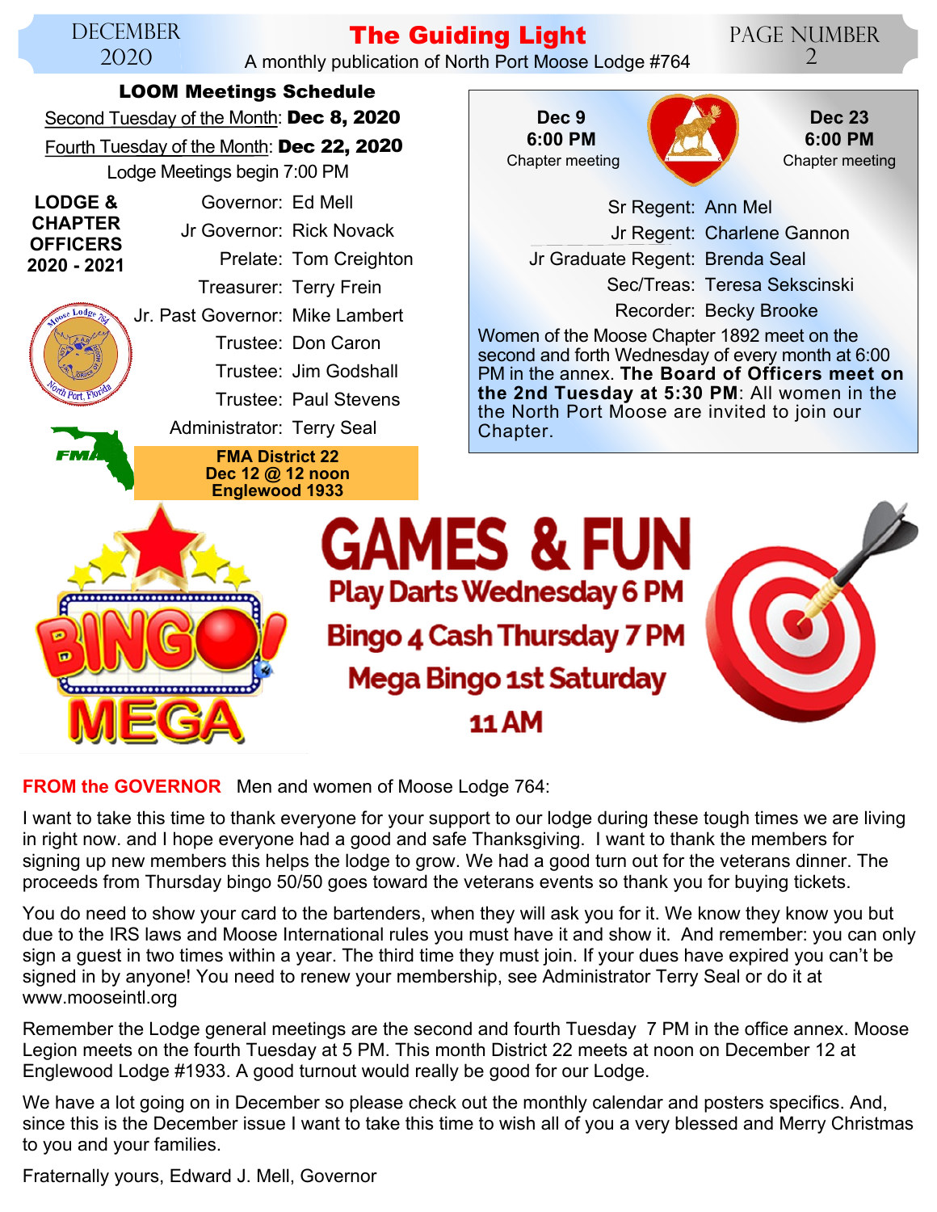## LOOM Meetings Schedule

Second Tuesday of the Month: **Dec 8, 2020**

Fourth Tuesday of the Month: **Dec 22, 2020**

Lodge Meetings begin 7:00 PM

**LODGE & CHAPTER OFFICERS 2020 - 2021**

Governor: Ed Mell
Jr Governor: Rick Novack
Prelate: Tom Creighton
Treasurer: Terry Frein
Jr. Past Governor: Mike Lambert
Trustee: Don Caron
Trustee: Jim Godshall
Trustee: Paul Stevens
Administrator: Terry Seal

**FMA District 22**
**Dec 12 @ 12 noon**
**Englewood 1933**

**Dec 9**
**6:00 PM**
Chapter meeting

**Dec 23**
**6:00 PM**
Chapter meeting

Sr Regent: Ann Mel
Jr Regent: Charlene Gannon
Jr Graduate Regent: Brenda Seal
Sec/Treas: Teresa Sekscinski
Recorder: Becky Brooke

Women of the Moose Chapter 1892 meet on the second and forth Wednesday of every month at 6:00 PM in the annex. **The Board of Officers meet on the 2nd Tuesday at 5:30 PM**: All women in the the North Port Moose are invited to join our Chapter.

## GAMES & FUN

Play Darts Wednesday 6 PM

Bingo 4 Cash Thursday 7 PM

Mega Bingo 1st Saturday 11 AM

**FROM the GOVERNOR** Men and women of Moose Lodge 764:

I want to take this time to thank everyone for your support to our lodge during these tough times we are living in right now. and I hope everyone had a good and safe Thanksgiving. I want to thank the members for signing up new members this helps the lodge to grow. We had a good turn out for the veterans dinner. The proceeds from Thursday bingo 50/50 goes toward the veterans events so thank you for buying tickets.

You do need to show your card to the bartenders, when they will ask you for it. We know they know you but due to the IRS laws and Moose International rules you must have it and show it. And remember: you can only sign a guest in two times within a year. The third time they must join. If your dues have expired you can't be signed in by anyone! You need to renew your membership, see Administrator Terry Seal or do it at www.mooseintl.org

Remember the Lodge general meetings are the second and fourth Tuesday 7 PM in the office annex. Moose Legion meets on the fourth Tuesday at 5 PM. This month District 22 meets at noon on December 12 at Englewood Lodge #1933. A good turnout would really be good for our Lodge.

We have a lot going on in December so please check out the monthly calendar and posters specifics. And, since this is the December issue I want to take this time to wish all of you a very blessed and Merry Christmas to you and your families.

Fraternally yours, Edward J. Mell, Governor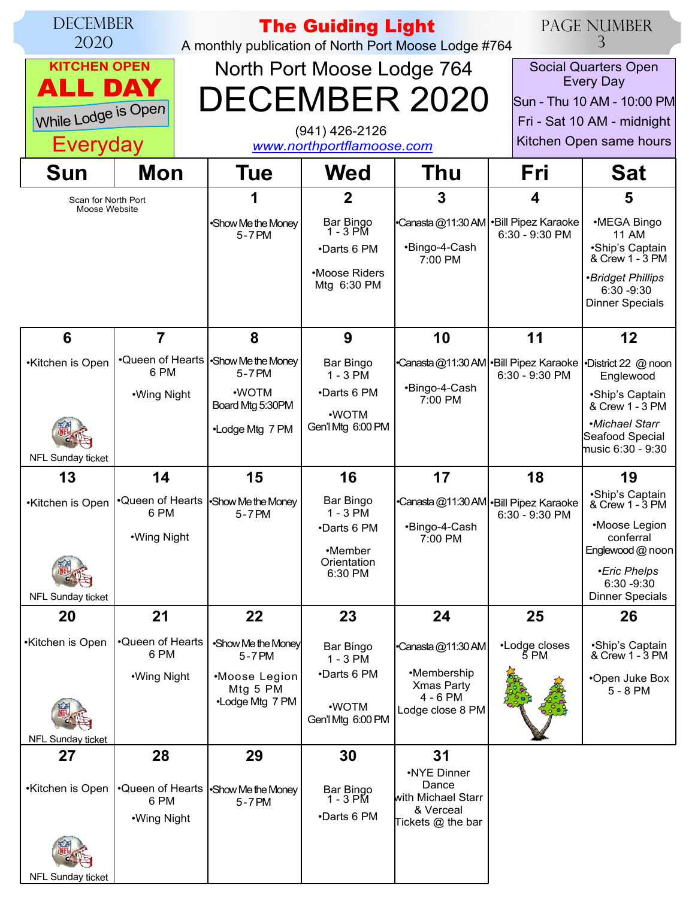# The Guiding Light

A monthly publication of North Port Moose Lodge #764

DECEMBER 2020

**KITCHEN OPEN ALL DAY** While Lodge is Open **Everyday**

## North Port Moose Lodge 764

# DECEMBER 2020

(941) 426-2126

www.northportflamoose.com

Social Quarters Open Every Day
Sun - Thu 10 AM - 10:00 PM
Fri - Sat 10 AM - midnight
Kitchen Open same hours

| Sun | Mon | Tue | Wed | Thu | Fri | Sat |
|---|---|---|---|---|---|---|
| Scan for North Port Moose Website | | **1**<br>•Show Me the Money 5-7 PM | **2**<br>Bar Bingo 1 - 3 PM<br>•Darts 6 PM<br>•Moose Riders Mtg 6:30 PM | **3**<br>•Canasta @11:30 AM<br>•Bingo-4-Cash 7:00 PM | **4**<br>•Bill Pipez Karaoke 6:30 - 9:30 PM | **5**<br>•MEGA Bingo 11 AM<br>•Ship's Captain & Crew 1 - 3 PM<br>•*Bridget Phillips* 6:30 -9:30<br>Dinner Specials |
| **6**<br>•Kitchen is Open<br>NFL Sunday ticket | **7**<br>•Queen of Hearts 6 PM<br>•Wing Night | **8**<br>•Show Me the Money 5-7 PM<br>•WOTM Board Mtg 5:30PM<br>•Lodge Mtg 7 PM | **9**<br>Bar Bingo 1 - 3 PM<br>•Darts 6 PM<br>•WOTM Gen'l Mtg 6:00 PM | **10**<br>•Canasta @11:30 AM<br>•Bingo-4-Cash 7:00 PM | **11**<br>•Bill Pipez Karaoke 6:30 - 9:30 PM | **12**<br>•District 22 @ noon Englewood<br>•Ship's Captain & Crew 1 - 3 PM<br>•*Michael Starr* Seafood Special music 6:30 - 9:30 |
| **13**<br>•Kitchen is Open<br>NFL Sunday ticket | **14**<br>•Queen of Hearts 6 PM<br>•Wing Night | **15**<br>•Show Me the Money 5-7 PM | **16**<br>Bar Bingo 1 - 3 PM<br>•Darts 6 PM<br>•Member Orientation 6:30 PM | **17**<br>•Canasta @11:30 AM<br>•Bingo-4-Cash 7:00 PM | **18**<br>•Bill Pipez Karaoke 6:30 - 9:30 PM | **19**<br>•Ship's Captain & Crew 1 - 3 PM<br>•Moose Legion conferral Englewood @ noon<br>•*Eric Phelps* 6:30 -9:30<br>Dinner Specials |
| **20**<br>•Kitchen is Open<br>NFL Sunday ticket | **21**<br>•Queen of Hearts 6 PM<br>•Wing Night | **22**<br>•Show Me the Money 5-7 PM<br>•Moose Legion Mtg 5 PM<br>•Lodge Mtg 7 PM | **23**<br>Bar Bingo 1 - 3 PM<br>•Darts 6 PM<br>•WOTM Gen'l Mtg 6:00 PM | **24**<br>•Canasta @11:30 AM<br>•Membership Xmas Party 4 - 6 PM<br>Lodge close 8 PM | **25**<br>•Lodge closes 5 PM | **26**<br>•Ship's Captain & Crew 1 - 3 PM<br>•Open Juke Box 5 - 8 PM |
| **27**<br>•Kitchen is Open<br>NFL Sunday ticket | **28**<br>•Queen of Hearts 6 PM<br>•Wing Night | **29**<br>•Show Me the Money 5-7 PM | **30**<br>Bar Bingo 1 - 3 PM<br>•Darts 6 PM | **31**<br>•NYE Dinner Dance with Michael Starr & Verceal<br>Tickets @ the bar | | |